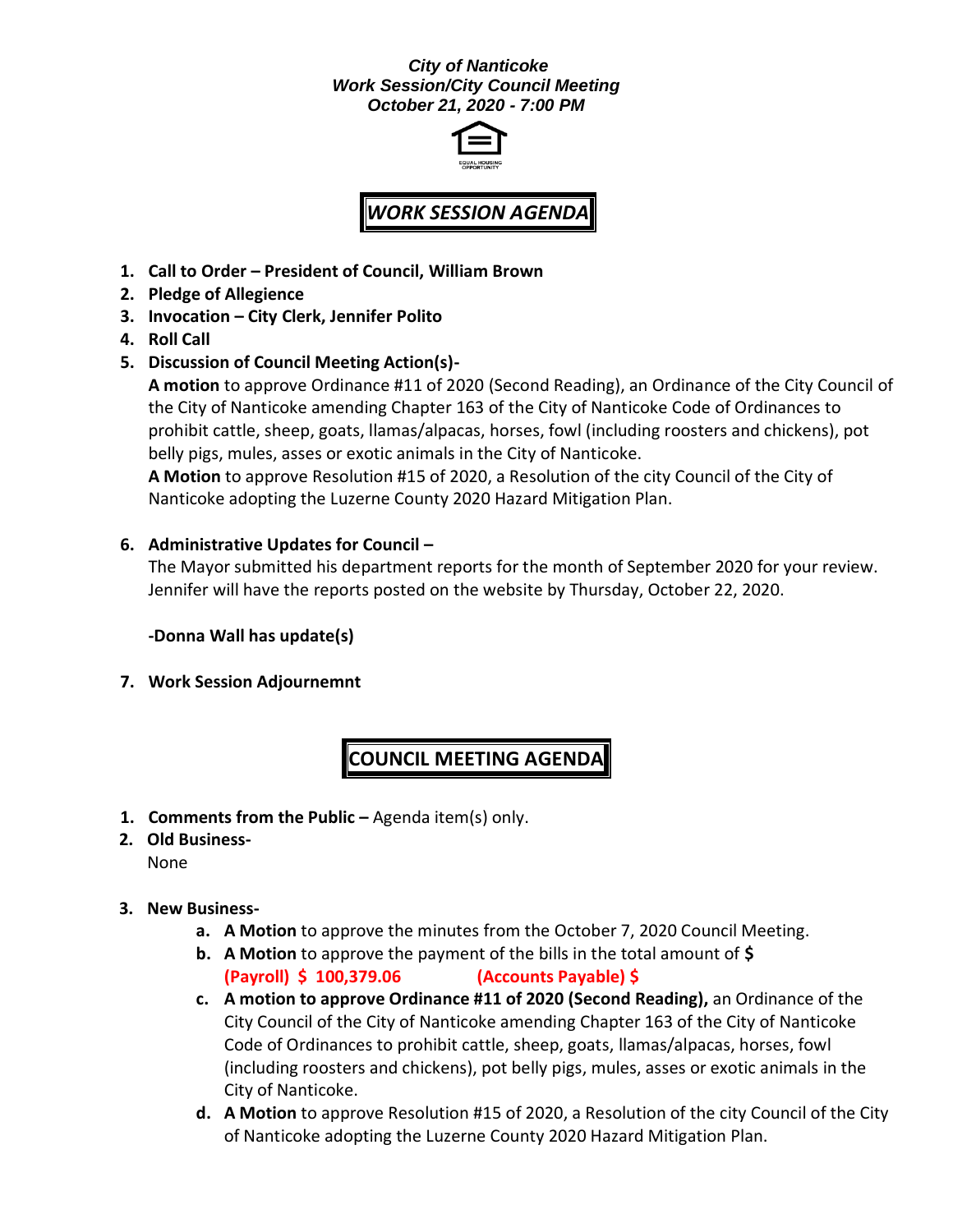***City of Nanticoke***
***Work Session/City Council Meeting***
***October 21, 2020 - 7:00 PM***

## *WORK SESSION AGENDA*

1. **Call to Order – President of Council, William Brown**
2. **Pledge of Allegience**
3. **Invocation – City Clerk, Jennifer Polito**
4. **Roll Call**
5. **Discussion of Council Meeting Action(s)-**

   **A motion** to approve Ordinance #11 of 2020 (Second Reading), an Ordinance of the City Council of the City of Nanticoke amending Chapter 163 of the City of Nanticoke Code of Ordinances to prohibit cattle, sheep, goats, llamas/alpacas, horses, fowl (including roosters and chickens), pot belly pigs, mules, asses or exotic animals in the City of Nanticoke.

   **A Motion** to approve Resolution #15 of 2020, a Resolution of the city Council of the City of Nanticoke adopting the Luzerne County 2020 Hazard Mitigation Plan.

6. **Administrative Updates for Council –**

   The Mayor submitted his department reports for the month of September 2020 for your review. Jennifer will have the reports posted on the website by Thursday, October 22, 2020.

   **-Donna Wall has update(s)**

7. **Work Session Adjournemnt**

## COUNCIL MEETING AGENDA

1. **Comments from the Public –** Agenda item(s) only.
2. **Old Business-**

   None

3. **New Business-**
   a. **A Motion** to approve the minutes from the October 7, 2020 Council Meeting.
   b. **A Motion** to approve the payment of the bills in the total amount of **$**
   **(Payroll) $ 100,379.06 (Accounts Payable) $**
   c. **A motion to approve Ordinance #11 of 2020 (Second Reading),** an Ordinance of the City Council of the City of Nanticoke amending Chapter 163 of the City of Nanticoke Code of Ordinances to prohibit cattle, sheep, goats, llamas/alpacas, horses, fowl (including roosters and chickens), pot belly pigs, mules, asses or exotic animals in the City of Nanticoke.
   d. **A Motion** to approve Resolution #15 of 2020, a Resolution of the city Council of the City of Nanticoke adopting the Luzerne County 2020 Hazard Mitigation Plan.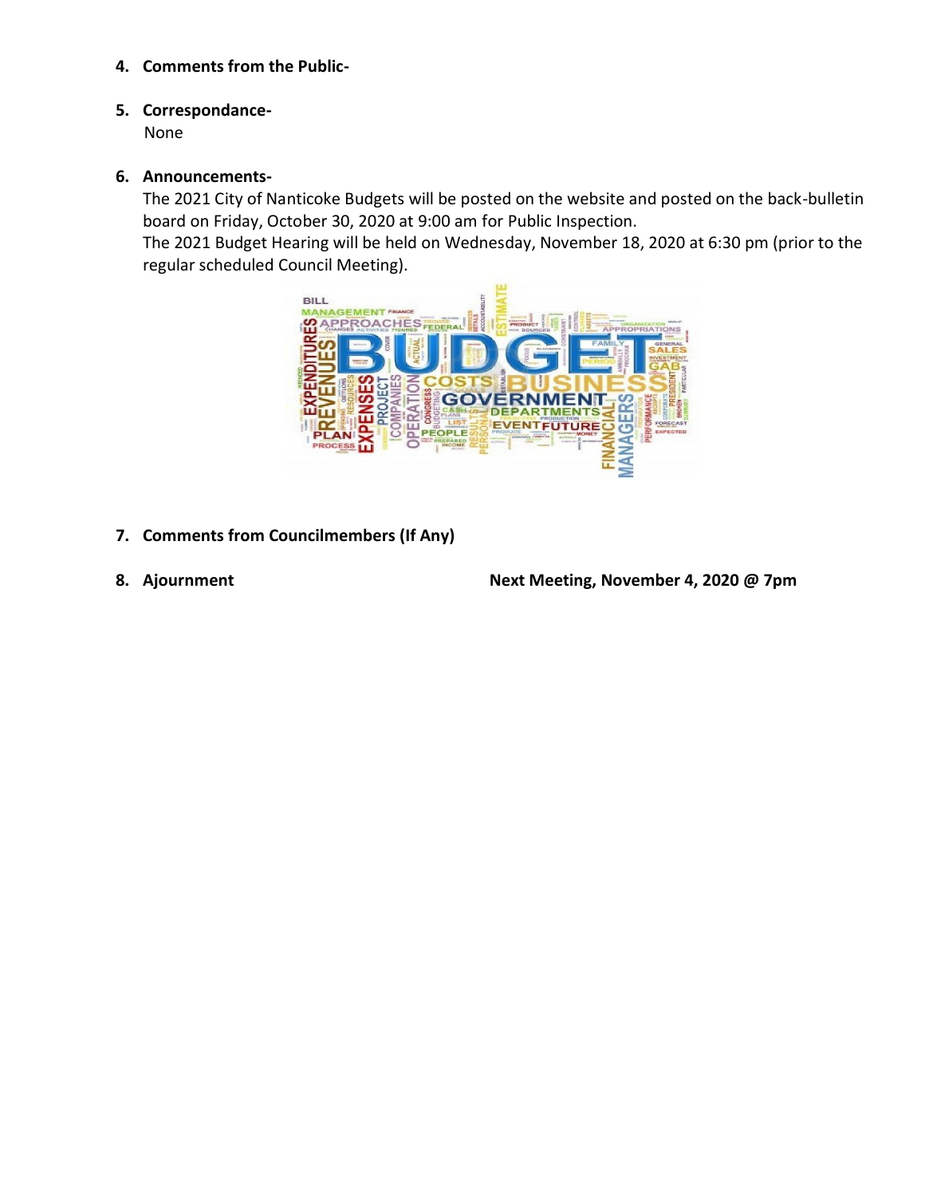4. **Comments from the Public-**

5. **Correspondance-**
   None

6. **Announcements-**
   The 2021 City of Nanticoke Budgets will be posted on the website and posted on the back-bulletin board on Friday, October 30, 2020 at 9:00 am for Public Inspection.
   The 2021 Budget Hearing will be held on Wednesday, November 18, 2020 at 6:30 pm (prior to the regular scheduled Council Meeting).

7. **Comments from Councilmembers (If Any)**

8. **Ajournment** **Next Meeting, November 4, 2020 @ 7pm**